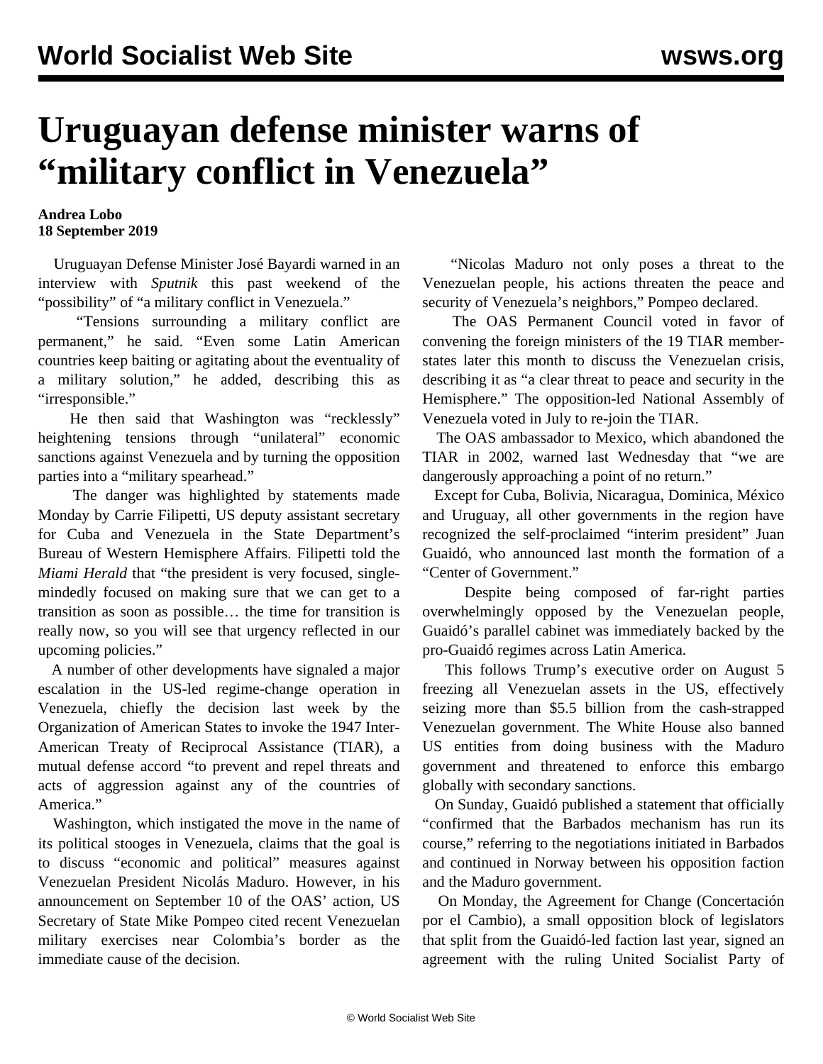# Uruguayan defense minister warns of "military conflict in Venezuela"

**Andrea Lobo**
**18 September 2019**

Uruguayan Defense Minister José Bayardi warned in an interview with *Sputnik* this past weekend of the "possibility" of "a military conflict in Venezuela."

"Tensions surrounding a military conflict are permanent," he said. "Even some Latin American countries keep baiting or agitating about the eventuality of a military solution," he added, describing this as "irresponsible."

He then said that Washington was "recklessly" heightening tensions through "unilateral" economic sanctions against Venezuela and by turning the opposition parties into a "military spearhead."

The danger was highlighted by statements made Monday by Carrie Filipetti, US deputy assistant secretary for Cuba and Venezuela in the State Department's Bureau of Western Hemisphere Affairs. Filipetti told the *Miami Herald* that "the president is very focused, single-mindedly focused on making sure that we can get to a transition as soon as possible… the time for transition is really now, so you will see that urgency reflected in our upcoming policies."

A number of other developments have signaled a major escalation in the US-led regime-change operation in Venezuela, chiefly the decision last week by the Organization of American States to invoke the 1947 Inter-American Treaty of Reciprocal Assistance (TIAR), a mutual defense accord "to prevent and repel threats and acts of aggression against any of the countries of America."

Washington, which instigated the move in the name of its political stooges in Venezuela, claims that the goal is to discuss "economic and political" measures against Venezuelan President Nicolás Maduro. However, in his announcement on September 10 of the OAS' action, US Secretary of State Mike Pompeo cited recent Venezuelan military exercises near Colombia's border as the immediate cause of the decision.

"Nicolas Maduro not only poses a threat to the Venezuelan people, his actions threaten the peace and security of Venezuela's neighbors," Pompeo declared.

The OAS Permanent Council voted in favor of convening the foreign ministers of the 19 TIAR member-states later this month to discuss the Venezuelan crisis, describing it as "a clear threat to peace and security in the Hemisphere." The opposition-led National Assembly of Venezuela voted in July to re-join the TIAR.

The OAS ambassador to Mexico, which abandoned the TIAR in 2002, warned last Wednesday that "we are dangerously approaching a point of no return."

Except for Cuba, Bolivia, Nicaragua, Dominica, México and Uruguay, all other governments in the region have recognized the self-proclaimed "interim president" Juan Guaidó, who announced last month the formation of a "Center of Government."

Despite being composed of far-right parties overwhelmingly opposed by the Venezuelan people, Guaidó's parallel cabinet was immediately backed by the pro-Guaidó regimes across Latin America.

This follows Trump's executive order on August 5 freezing all Venezuelan assets in the US, effectively seizing more than $5.5 billion from the cash-strapped Venezuelan government. The White House also banned US entities from doing business with the Maduro government and threatened to enforce this embargo globally with secondary sanctions.

On Sunday, Guaidó published a statement that officially "confirmed that the Barbados mechanism has run its course," referring to the negotiations initiated in Barbados and continued in Norway between his opposition faction and the Maduro government.

On Monday, the Agreement for Change (Concertación por el Cambio), a small opposition block of legislators that split from the Guaidó-led faction last year, signed an agreement with the ruling United Socialist Party of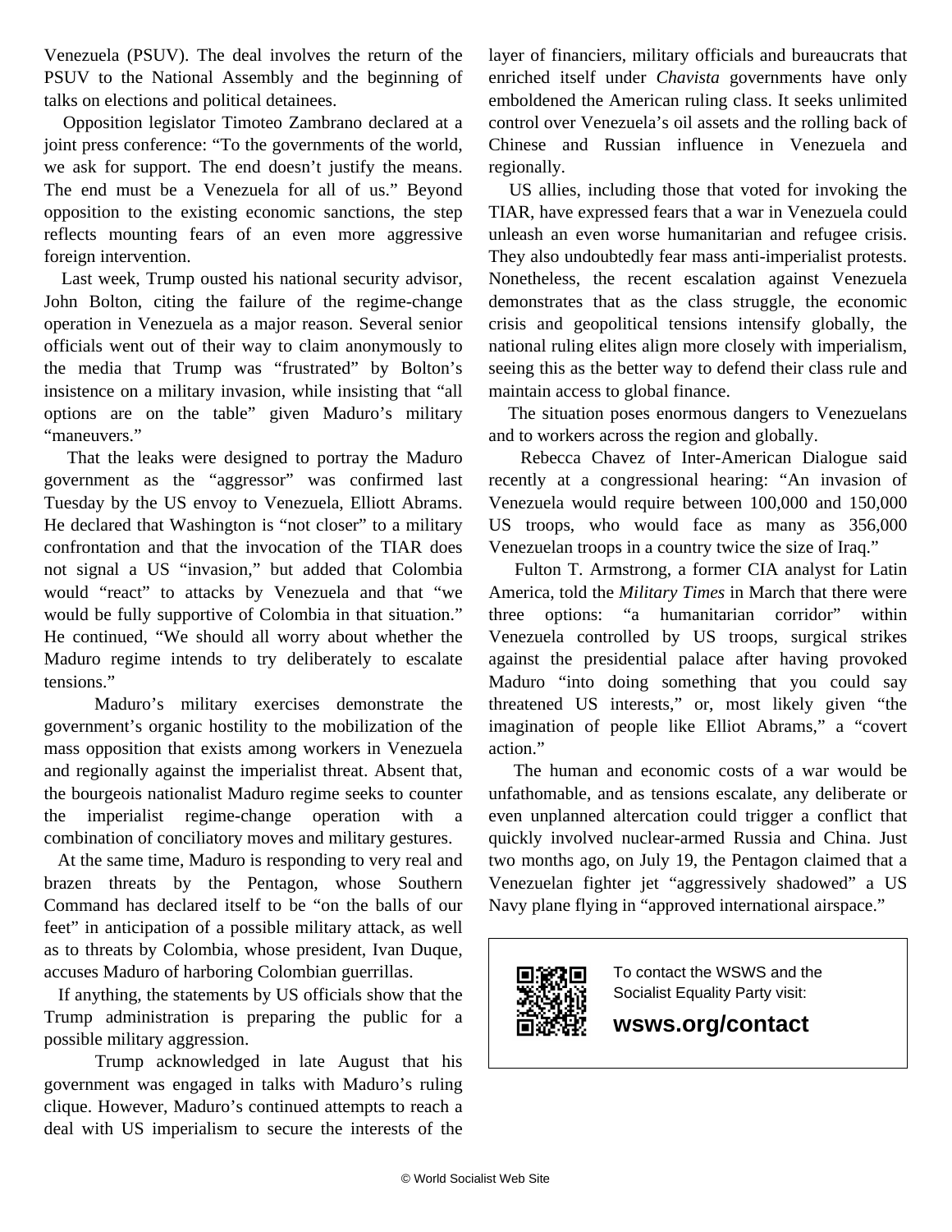Venezuela (PSUV). The deal involves the return of the PSUV to the National Assembly and the beginning of talks on elections and political detainees.

Opposition legislator Timoteo Zambrano declared at a joint press conference: “To the governments of the world, we ask for support. The end doesn’t justify the means. The end must be a Venezuela for all of us.” Beyond opposition to the existing economic sanctions, the step reflects mounting fears of an even more aggressive foreign intervention.

Last week, Trump ousted his national security advisor, John Bolton, citing the failure of the regime-change operation in Venezuela as a major reason. Several senior officials went out of their way to claim anonymously to the media that Trump was “frustrated” by Bolton’s insistence on a military invasion, while insisting that “all options are on the table” given Maduro’s military “maneuvers.”

That the leaks were designed to portray the Maduro government as the “aggressor” was confirmed last Tuesday by the US envoy to Venezuela, Elliott Abrams. He declared that Washington is “not closer” to a military confrontation and that the invocation of the TIAR does not signal a US “invasion,” but added that Colombia would “react” to attacks by Venezuela and that “we would be fully supportive of Colombia in that situation.” He continued, “We should all worry about whether the Maduro regime intends to try deliberately to escalate tensions.”

Maduro’s military exercises demonstrate the government’s organic hostility to the mobilization of the mass opposition that exists among workers in Venezuela and regionally against the imperialist threat. Absent that, the bourgeois nationalist Maduro regime seeks to counter the imperialist regime-change operation with a combination of conciliatory moves and military gestures.

At the same time, Maduro is responding to very real and brazen threats by the Pentagon, whose Southern Command has declared itself to be “on the balls of our feet” in anticipation of a possible military attack, as well as to threats by Colombia, whose president, Ivan Duque, accuses Maduro of harboring Colombian guerrillas.

If anything, the statements by US officials show that the Trump administration is preparing the public for a possible military aggression.

Trump acknowledged in late August that his government was engaged in talks with Maduro’s ruling clique. However, Maduro’s continued attempts to reach a deal with US imperialism to secure the interests of the layer of financiers, military officials and bureaucrats that enriched itself under *Chavista* governments have only emboldened the American ruling class. It seeks unlimited control over Venezuela’s oil assets and the rolling back of Chinese and Russian influence in Venezuela and regionally.

US allies, including those that voted for invoking the TIAR, have expressed fears that a war in Venezuela could unleash an even worse humanitarian and refugee crisis. They also undoubtedly fear mass anti-imperialist protests. Nonetheless, the recent escalation against Venezuela demonstrates that as the class struggle, the economic crisis and geopolitical tensions intensify globally, the national ruling elites align more closely with imperialism, seeing this as the better way to defend their class rule and maintain access to global finance.

The situation poses enormous dangers to Venezuelans and to workers across the region and globally.

Rebecca Chavez of Inter-American Dialogue said recently at a congressional hearing: “An invasion of Venezuela would require between 100,000 and 150,000 US troops, who would face as many as 356,000 Venezuelan troops in a country twice the size of Iraq.”

Fulton T. Armstrong, a former CIA analyst for Latin America, told the *Military Times* in March that there were three options: “a humanitarian corridor” within Venezuela controlled by US troops, surgical strikes against the presidential palace after having provoked Maduro “into doing something that you could say threatened US interests,” or, most likely given “the imagination of people like Elliot Abrams,” a “covert action.”

The human and economic costs of a war would be unfathomable, and as tensions escalate, any deliberate or even unplanned altercation could trigger a conflict that quickly involved nuclear-armed Russia and China. Just two months ago, on July 19, the Pentagon claimed that a Venezuelan fighter jet “aggressively shadowed” a US Navy plane flying in “approved international airspace.”

To contact the WSWS and the Socialist Equality Party visit:

**wsws.org/contact**